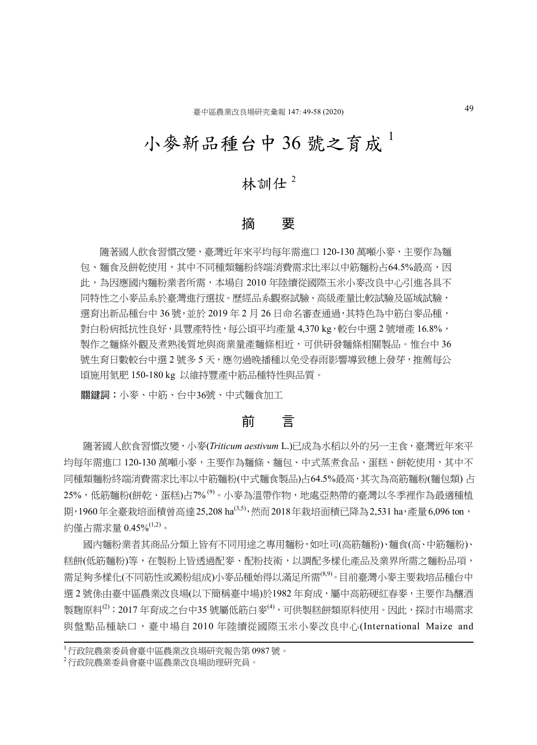# 小麥新品種台中 36 號之育成 [1]

## 林訓仕 [2]

## 摘　要

隨著國人飲食習慣改變，臺灣近年來平均每年需進口 120-130 萬噸小麥，主要作為麵包、麵食及餅乾使用，其中不同種類麵粉終端消費需求比率以中筋麵粉占64.5%最高，因此，為因應國內麵粉業者所需，本場自 2010 年陸續從國際玉米小麥改良中心引進各具不同特性之小麥品系於臺灣進行選拔。歷經品系觀察試驗、高級產量比較試驗及區域試驗，選育出新品種台中 36 號，並於 2019 年 2 月 26 日命名審查通過，其特色為中筋白麥品種，對白粉病抵抗性良好，具豐產特性，每公頃平均產量 4,370 kg，較台中選 2 號增產 16.8%，製作之麵條外觀及煮熟後質地與商業量產麵條相近，可供研發麵條相關製品。惟台中 36 號生育日數較台中選 2 號多 5 天，應勿過晚播種以免受春雨影響導致穗上發芽，推薦每公頃施用氮肥 150-180 kg 以維持豐產中筋品種特性與品質。

**關鍵詞：**小麥、中筋、台中36號、中式麵食加工

## 前　言

隨著國人飲食習慣改變，小麥(*Triticum aestivum* L.)已成為水稻以外的另一主食，臺灣近年來平均每年需進口 120-130 萬噸小麥，主要作為麵條、麵包、中式蒸煮食品、蛋糕、餅乾使用，其中不同種類麵粉終端消費需求比率以中筋麵粉(中式麵食製品)占64.5%最高，其次為高筋麵粉(麵包類) 占25%，低筋麵粉(餅乾、蛋糕)占7% [9]。小麥為溫帶作物，地處亞熱帶的臺灣以冬季裡作為最適種植期，1960年全臺栽培面積曾高達25,208 ha[3,5]，然而2018年栽培面積已降為2,531 ha，產量6,096 ton，約僅占需求量 0.45%[1,2]。

國內麵粉業者其商品分類上皆有不同用途之專用麵粉，如吐司(高筋麵粉)、麵食(高、中筋麵粉)、糕餅(低筋麵粉)等，在製粉上皆透過配麥、配粉技術，以調配多樣化產品及業界所需之麵粉品項，需足夠多樣化(不同筋性或澱粉組成)小麥品種始得以滿足所需[8,9]。目前臺灣小麥主要栽培品種台中選 2 號係由臺中區農業改良場(以下簡稱臺中場)於1982 年育成，屬中高筋硬紅春麥，主要作為釀酒製麴原料[2]；2017 年育成之台中35 號屬低筋白麥[4]，可供製糕餅類原料使用。因此，探討市場需求與盤點品種缺口，臺中場自 2010 年陸續從國際玉米小麥改良中心(International Maize and

---

[1] 行政院農業委員會臺中區農業改良場研究報告第 0987 號。

[2] 行政院農業委員會臺中區農業改良場助理研究員。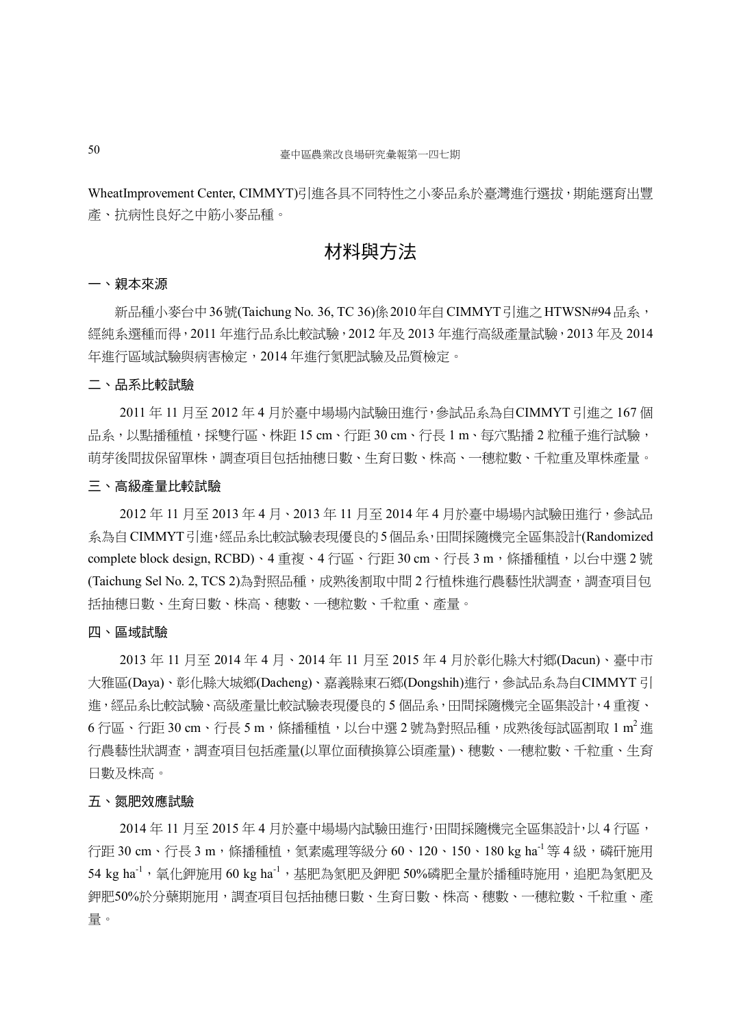WheatImprovement Center, CIMMYT)引進各具不同特性之小麥品系於臺灣進行選拔，期能選育出豐產、抗病性良好之中筋小麥品種。

## 材料與方法

### 一、親本來源

新品種小麥台中36號(Taichung No. 36, TC 36)係2010年自CIMMYT引進之HTWSN#94品系，經純系選種而得，2011年進行品系比較試驗，2012年及2013年進行高級產量試驗，2013年及2014年進行區域試驗與病害檢定，2014年進行氮肥試驗及品質檢定。

### 二、品系比較試驗

2011年11月至2012年4月於臺中場場內試驗田進行，參試品系為自CIMMYT引進之167個品系，以點播種植，採雙行區、株距15 cm、行距30 cm、行長1 m、每穴點播2粒種子進行試驗，萌芽後間拔保留單株，調查項目包括抽穗日數、生育日數、株高、一穗粒數、千粒重及單株產量。

### 三、高級產量比較試驗

2012年11月至2013年4月、2013年11月至2014年4月於臺中場場內試驗田進行，參試品系為自CIMMYT引進，經品系比較試驗表現優良的5個品系，田間採隨機完全區集設計(Randomized complete block design, RCBD)、4重複、4行區、行距30 cm、行長3 m，條播種植，以台中選2號(Taichung Sel No. 2, TCS 2)為對照品種，成熟後割取中間2行植株進行農藝性狀調查，調查項目包括抽穗日數、生育日數、株高、穗數、一穗粒數、千粒重、產量。

### 四、區域試驗

2013年11月至2014年4月、2014年11月至2015年4月於彰化縣大村鄉(Dacun)、臺中市大雅區(Daya)、彰化縣大城鄉(Dacheng)、嘉義縣東石鄉(Dongshih)進行，參試品系為自CIMMYT引進，經品系比較試驗、高級產量比較試驗表現優良的5個品系，田間採隨機完全區集設計，4重複、6行區、行距30 cm、行長5 m，條播種植，以台中選2號為對照品種，成熟後每試區割取1 $m^2$進行農藝性狀調查，調查項目包括產量(以單位面積換算公頃產量)、穗數、一穗粒數、千粒重、生育日數及株高。

### 五、氮肥效應試驗

2014年11月至2015年4月於臺中場場內試驗田進行，田間採隨機完全區集設計，以4行區，行距30 cm、行長3 m，條播種植，氮素處理等級分60、120、150、180 kg $ha^{-1}$等4級，磷矸施用54 kg $ha^{-1}$，氧化鉀施用60 kg $ha^{-1}$，基肥為氮肥及鉀肥50%磷肥全量於播種時施用，追肥為氮肥及鉀肥50%於分蘗期施用，調查項目包括抽穗日數、生育日數、株高、穗數、一穗粒數、千粒重、產量。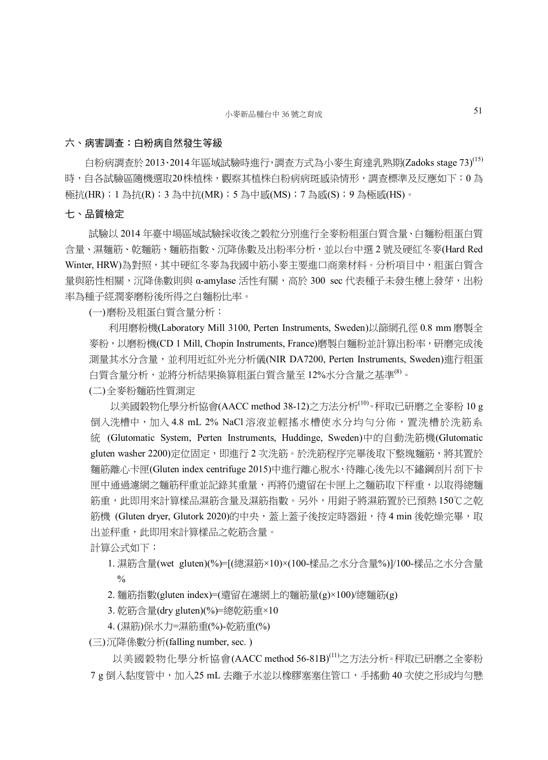## 六、病害調查：白粉病自然發生等級

白粉病調查於2013、2014年區域試驗時進行，調查方式為小麥生育達乳熟期(Zadoks stage 73)[15]時，自各試驗區隨機選取20株植株，觀察其植株白粉病病斑感染情形，調查標準及反應如下：0 為極抗(HR)；1 為抗(R)；3 為中抗(MR)；5 為中感(MS)；7 為感(S)；9 為極感(HS)。

## 七、品質檢定

試驗以 2014 年臺中場區域試驗採收後之穀粒分別進行全麥粉粗蛋白質含量、白麵粉粗蛋白質含量、濕麵筋、乾麵筋、麵筋指數、沉降係數及出粉率分析，並以台中選 2 號及硬紅冬麥(Hard Red Winter, HRW)為對照，其中硬紅冬麥為我國中筋小麥主要進口商業材料。分析項目中，粗蛋白質含量與筋性相關，沉降係數則與 α-amylase 活性有關，高於 300 sec 代表種子未發生穗上發芽，出粉率為種子經潤麥磨粉後所得之白麵粉比率。

(一)磨粉及粗蛋白質含量分析：

利用磨粉機(Laboratory Mill 3100, Perten Instruments, Sweden)以篩網孔徑 0.8 mm 磨製全麥粉，以磨粉機(CD 1 Mill, Chopin Instruments, France)磨製白麵粉並計算出粉率，研磨完成後測量其水分含量，並利用近紅外光分析儀(NIR DA7200, Perten Instruments, Sweden)進行粗蛋白質含量分析，並將分析結果換算粗蛋白質含量至 12%水分含量之基準[8]。

(二)全麥粉麵筋性質測定

以美國穀物化學分析協會(AACC method 38-12)之方法分析[10]。秤取已研磨之全麥粉 10 g 倒入洗槽中，加入 4.8 mL 2% NaCl 溶液並輕搖水槽使水分均勻分佈，置洗槽於洗筋系統 (Glutomatic System, Perten Instruments, Huddinge, Sweden)中的自動洗筋機(Glutomatic gluten washer 2200)定位固定，即進行 2 次洗筋。於洗筋程序完畢後取下整塊麵筋，將其置於麵筋離心卡匣(Gluten index centrifuge 2015)中進行離心脫水，待離心後先以不鏽鋼刮片刮下卡匣中通過濾網之麵筋秤重並記錄其重量，再將仍遺留在卡匣上之麵筋取下秤重，以取得總麵筋重，此即用來計算樣品濕筋含量及濕筋指數。另外，用鉗子將濕筋置於已預熱 150℃之乾筋機 (Gluten dryer, Glutork 2020)的中央，蓋上蓋子後按定時器鈕，待 4 min 後乾燥完畢，取出並秤重，此即用來計算樣品之乾筋含量。

計算公式如下：

1. 濕筋含量(wet gluten)(%)=[(總濕筋×10)×(100-樣品之水分含量%)]/100-樣品之水分含量%
2. 麵筋指數(gluten index)=(遺留在濾網上的麵筋量(g)×100)/總麵筋(g)
3. 乾筋含量(dry gluten)(%)=總乾筋重×10
4. (濕筋)保水力=濕筋重(%)-乾筋重(%)

(三)沉降係數分析(falling number, sec. )

以美國穀物化學分析協會(AACC method 56-81B)[11]之方法分析。秤取已研磨之全麥粉 7 g 倒入黏度管中，加入25 mL 去離子水並以橡膠塞塞住管口，手搖動 40 次使之形成均勻懸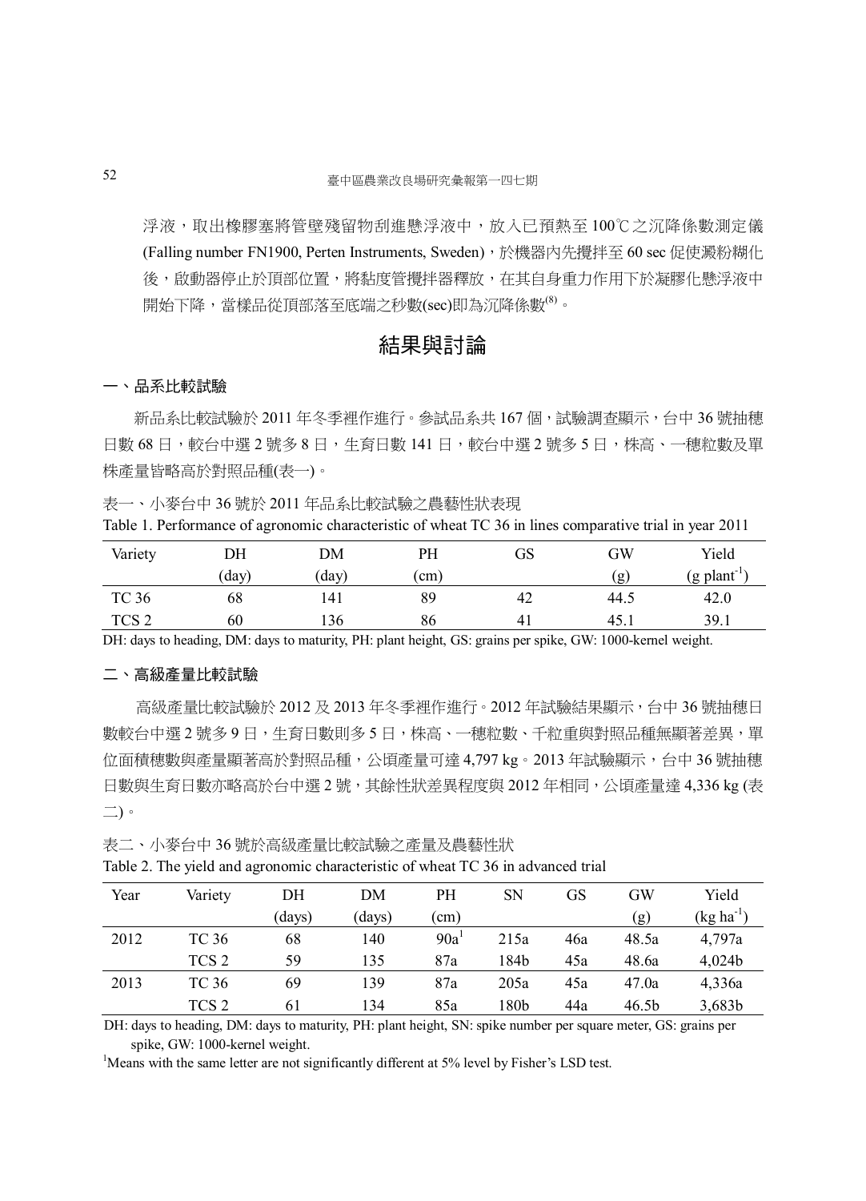浮液，取出橡膠塞將管壁殘留物刮進懸浮液中，放入已預熱至 100℃之沉降係數測定儀 (Falling number FN1900, Perten Instruments, Sweden)，於機器內先攪拌至 60 sec 促使澱粉糊化後，啟動器停止於頂部位置，將黏度管攪拌器釋放，在其自身重力作用下於凝膠化懸浮液中開始下降，當樣品從頂部落至底端之秒數(sec)即為沉降係數[8]。

## 結果與討論

### 一、品系比較試驗

新品系比較試驗於 2011 年冬季裡作進行。參試品系共 167 個，試驗調查顯示，台中 36 號抽穗日數 68 日，較台中選 2 號多 8 日，生育日數 141 日，較台中選 2 號多 5 日，株高、一穗粒數及單株產量皆略高於對照品種(表一)。

表一、小麥台中 36 號於 2011 年品系比較試驗之農藝性狀表現

Table 1. Performance of agronomic characteristic of wheat TC 36 in lines comparative trial in year 2011

| Variety | DH (day) | DM (day) | PH (cm) | GS | GW (g) | Yield (g plant$^{-1}$) |
|---|---|---|---|---|---|---|
| TC 36 | 68 | 141 | 89 | 42 | 44.5 | 42.0 |
| TCS 2 | 60 | 136 | 86 | 41 | 45.1 | 39.1 |

DH: days to heading, DM: days to maturity, PH: plant height, GS: grains per spike, GW: 1000-kernel weight.

### 二、高級產量比較試驗

高級產量比較試驗於 2012 及 2013 年冬季裡作進行。2012 年試驗結果顯示，台中 36 號抽穗日數較台中選 2 號多 9 日，生育日數則多 5 日，株高、一穗粒數、千粒重與對照品種無顯著差異，單位面積穗數與產量顯著高於對照品種，公頃產量可達 4,797 kg。2013 年試驗顯示，台中 36 號抽穗日數與生育日數亦略高於台中選 2 號，其餘性狀差異程度與 2012 年相同，公頃產量達 4,336 kg (表二)。

表二、小麥台中 36 號於高級產量比較試驗之產量及農藝性狀

Table 2. The yield and agronomic characteristic of wheat TC 36 in advanced trial

| Year | Variety | DH (days) | DM (days) | PH (cm) | SN | GS | GW (g) | Yield (kg ha$^{-1}$) |
|---|---|---|---|---|---|---|---|---|
| 2012 | TC 36 | 68 | 140 | 90a[1] | 215a | 46a | 48.5a | 4,797a |
| | TCS 2 | 59 | 135 | 87a | 184b | 45a | 48.6a | 4,024b |
| 2013 | TC 36 | 69 | 139 | 87a | 205a | 45a | 47.0a | 4,336a |
| | TCS 2 | 61 | 134 | 85a | 180b | 44a | 46.5b | 3,683b |

DH: days to heading, DM: days to maturity, PH: plant height, SN: spike number per square meter, GS: grains per spike, GW: 1000-kernel weight.

[1]Means with the same letter are not significantly different at 5% level by Fisher's LSD test.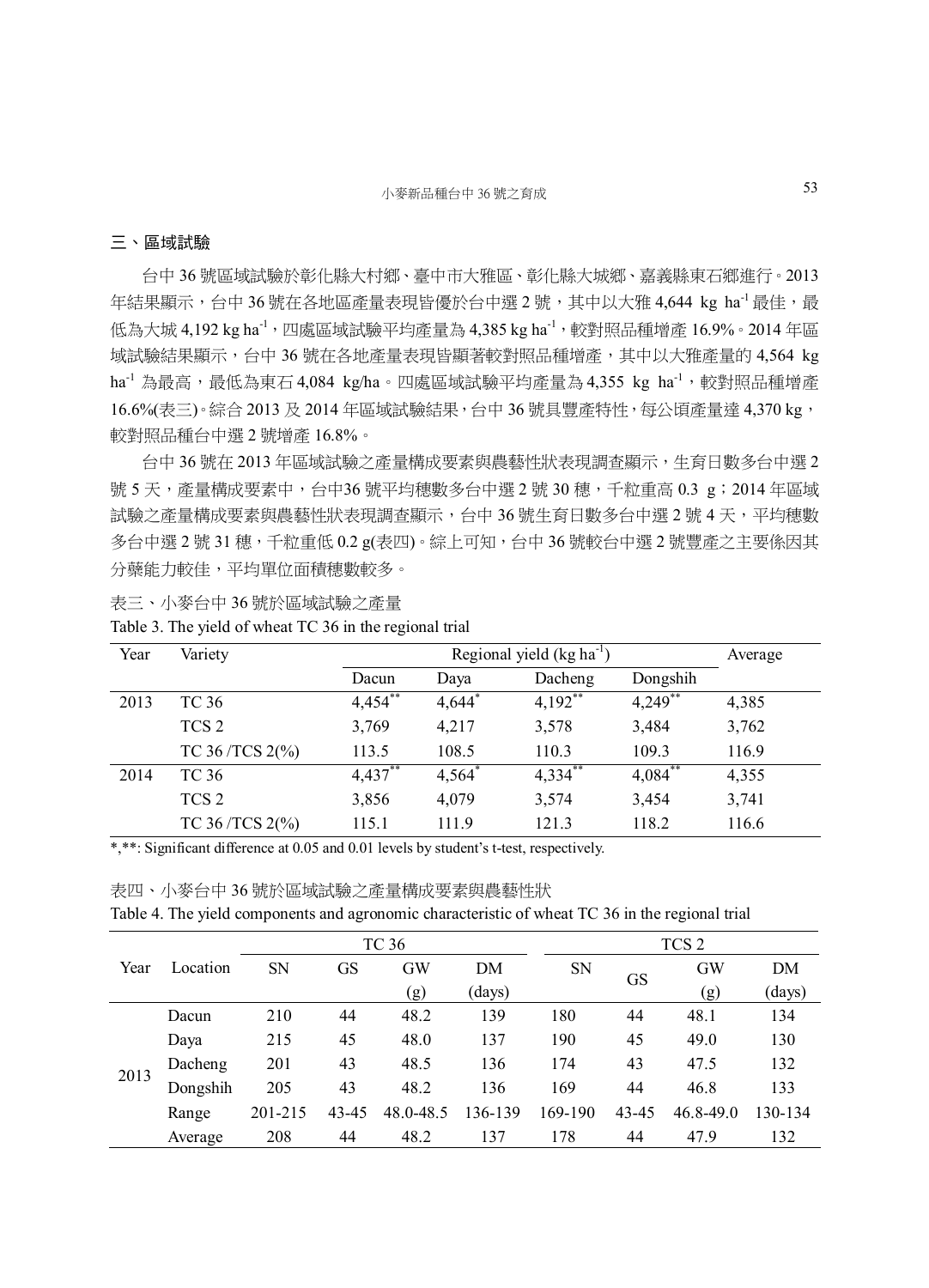## 三、區域試驗

台中 36 號區域試驗於彰化縣大村鄉、臺中市大雅區、彰化縣大城鄉、嘉義縣東石鄉進行。2013 年結果顯示，台中 36 號在各地區產量表現皆優於台中選 2 號，其中以大雅 4,644 kg $ha^{-1}$ 最佳，最低為大城 4,192 kg $ha^{-1}$，四處區域試驗平均產量為 4,385 kg $ha^{-1}$，較對照品種增產 16.9%。2014 年區域試驗結果顯示，台中 36 號在各地產量表現皆顯著較對照品種增產，其中以大雅產量的 4,564 kg $ha^{-1}$ 為最高，最低為東石 4,084 kg/ha。四處區域試驗平均產量為 4,355 kg $ha^{-1}$，較對照品種增產 16.6%(表三)。綜合 2013 及 2014 年區域試驗結果，台中 36 號具豐產特性，每公頃產量達 4,370 kg，較對照品種台中選 2 號增產 16.8%。

台中 36 號在 2013 年區域試驗之產量構成要素與農藝性狀表現調查顯示，生育日數多台中選 2 號 5 天，產量構成要素中，台中36 號平均穗數多台中選 2 號 30 穗，千粒重高 0.3 g；2014 年區域試驗之產量構成要素與農藝性狀表現調查顯示，台中 36 號生育日數多台中選 2 號 4 天，平均穗數多台中選 2 號 31 穗，千粒重低 0.2 g(表四)。綜上可知，台中 36 號較台中選 2 號豐產之主要係因其分蘗能力較佳，平均單位面積穗數較多。

表三、小麥台中 36 號於區域試驗之產量

Table 3. The yield of wheat TC 36 in the regional trial

| Year | Variety | Regional yield (kg $ha^{-1}$) | | | | Average |
|---|---|---|---|---|---|---|
| | | Dacun | Daya | Dacheng | Dongshih | |
| 2013 | TC 36 | 4,454** | 4,644* | 4,192** | 4,249** | 4,385 |
| | TCS 2 | 3,769 | 4,217 | 3,578 | 3,484 | 3,762 |
| | TC 36 /TCS 2(%) | 113.5 | 108.5 | 110.3 | 109.3 | 116.9 |
| 2014 | TC 36 | 4,437** | 4,564* | 4,334** | 4,084** | 4,355 |
| | TCS 2 | 3,856 | 4,079 | 3,574 | 3,454 | 3,741 |
| | TC 36 /TCS 2(%) | 115.1 | 111.9 | 121.3 | 118.2 | 116.6 |

*,**: Significant difference at 0.05 and 0.01 levels by student's t-test, respectively.

表四、小麥台中 36 號於區域試驗之產量構成要素與農藝性狀

Table 4. The yield components and agronomic characteristic of wheat TC 36 in the regional trial

| Year | Location | TC 36 | | | | TCS 2 | | | |
|---|---|---|---|---|---|---|---|---|---|
| | | SN | GS | GW (g) | DM (days) | SN | GS | GW (g) | DM (days) |
| 2013 | Dacun | 210 | 44 | 48.2 | 139 | 180 | 44 | 48.1 | 134 |
| | Daya | 215 | 45 | 48.0 | 137 | 190 | 45 | 49.0 | 130 |
| | Dacheng | 201 | 43 | 48.5 | 136 | 174 | 43 | 47.5 | 132 |
| | Dongshih | 205 | 43 | 48.2 | 136 | 169 | 44 | 46.8 | 133 |
| | Range | 201-215 | 43-45 | 48.0-48.5 | 136-139 | 169-190 | 43-45 | 46.8-49.0 | 130-134 |
| | Average | 208 | 44 | 48.2 | 137 | 178 | 44 | 47.9 | 132 |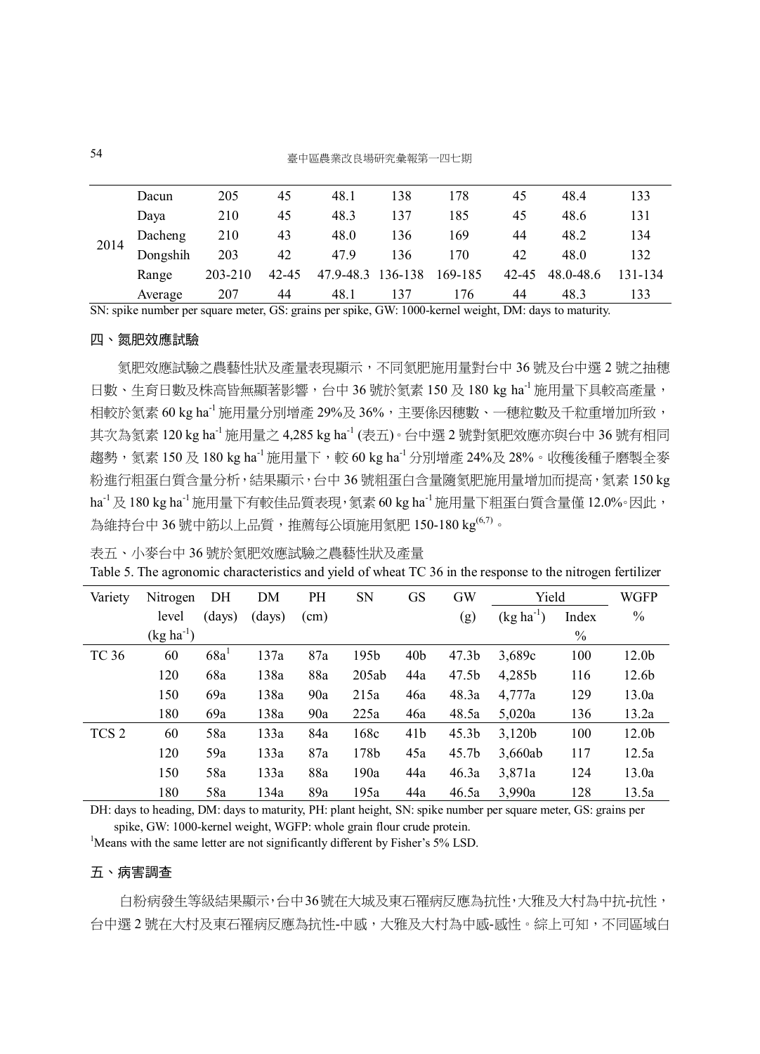| | Dacun | 205 | 45 | 48.1 | 138 | 178 | 45 | 48.4 | 133 |
|---|---|---|---|---|---|---|---|---|---|
| 2014 | Daya | 210 | 45 | 48.3 | 137 | 185 | 45 | 48.6 | 131 |
| | Dacheng | 210 | 43 | 48.0 | 136 | 169 | 44 | 48.2 | 134 |
| | Dongshih | 203 | 42 | 47.9 | 136 | 170 | 42 | 48.0 | 132 |
| | Range | 203-210 | 42-45 | 47.9-48.3 | 136-138 | 169-185 | 42-45 | 48.0-48.6 | 131-134 |
| | Average | 207 | 44 | 48.1 | 137 | 176 | 44 | 48.3 | 133 |

SN: spike number per square meter, GS: grains per spike, GW: 1000-kernel weight, DM: days to maturity.

## 四、氮肥效應試驗

氮肥效應試驗之農藝性狀及產量表現顯示，不同氮肥施用量對台中 36 號及台中選 2 號之抽穗日數、生育日數及株高皆無顯著影響，台中 36 號於氮素 150 及 180 kg ha$^{-1}$ 施用量下具較高產量，相較於氮素 60 kg ha$^{-1}$ 施用量分別增產 29%及 36%，主要係因穗數、一穗粒數及千粒重增加所致，其次為氮素 120 kg ha$^{-1}$ 施用量之 4,285 kg ha$^{-1}$ (表五)。台中選 2 號對氮肥效應亦與台中 36 號有相同趨勢，氮素 150 及 180 kg ha$^{-1}$ 施用量下，較 60 kg ha$^{-1}$ 分別增產 24%及 28%。收穫後種子磨製全麥粉進行粗蛋白質含量分析，結果顯示，台中 36 號粗蛋白含量隨氮肥施用量增加而提高，氮素 150 kg ha$^{-1}$ 及 180 kg ha$^{-1}$ 施用量下有較佳品質表現，氮素 60 kg ha$^{-1}$ 施用量下粗蛋白質含量僅 12.0%。因此，為維持台中 36 號中筋以上品質，推薦每公頃施用氮肥 150-180 kg[6,7]。

表五、小麥台中 36 號於氮肥效應試驗之農藝性狀及產量

Table 5. The agronomic characteristics and yield of wheat TC 36 in the response to the nitrogen fertilizer

| Variety | Nitrogen level (kg ha$^{-1}$) | DH (days) | DM (days) | PH (cm) | SN | GS | GW (g) | Yield (kg ha$^{-1}$) | Yield Index % | WGFP % |
|---|---|---|---|---|---|---|---|---|---|---|
| TC 36 | 60 | 68a[1] | 137a | 87a | 195b | 40b | 47.3b | 3,689c | 100 | 12.0b |
| | 120 | 68a | 138a | 88a | 205ab | 44a | 47.5b | 4,285b | 116 | 12.6b |
| | 150 | 69a | 138a | 90a | 215a | 46a | 48.3a | 4,777a | 129 | 13.0a |
| | 180 | 69a | 138a | 90a | 225a | 46a | 48.5a | 5,020a | 136 | 13.2a |
| TCS 2 | 60 | 58a | 133a | 84a | 168c | 41b | 45.3b | 3,120b | 100 | 12.0b |
| | 120 | 59a | 133a | 87a | 178b | 45a | 45.7b | 3,660ab | 117 | 12.5a |
| | 150 | 58a | 133a | 88a | 190a | 44a | 46.3a | 3,871a | 124 | 13.0a |
| | 180 | 58a | 134a | 89a | 195a | 44a | 46.5a | 3,990a | 128 | 13.5a |

DH: days to heading, DM: days to maturity, PH: plant height, SN: spike number per square meter, GS: grains per spike, GW: 1000-kernel weight, WGFP: whole grain flour crude protein.

[1]Means with the same letter are not significantly different by Fisher's 5% LSD.

## 五、病害調查

白粉病發生等級結果顯示，台中36號在大城及東石罹病反應為抗性，大雅及大村為中抗-抗性，台中選 2 號在大村及東石罹病反應為抗性-中感，大雅及大村為中感-感性。綜上可知，不同區域白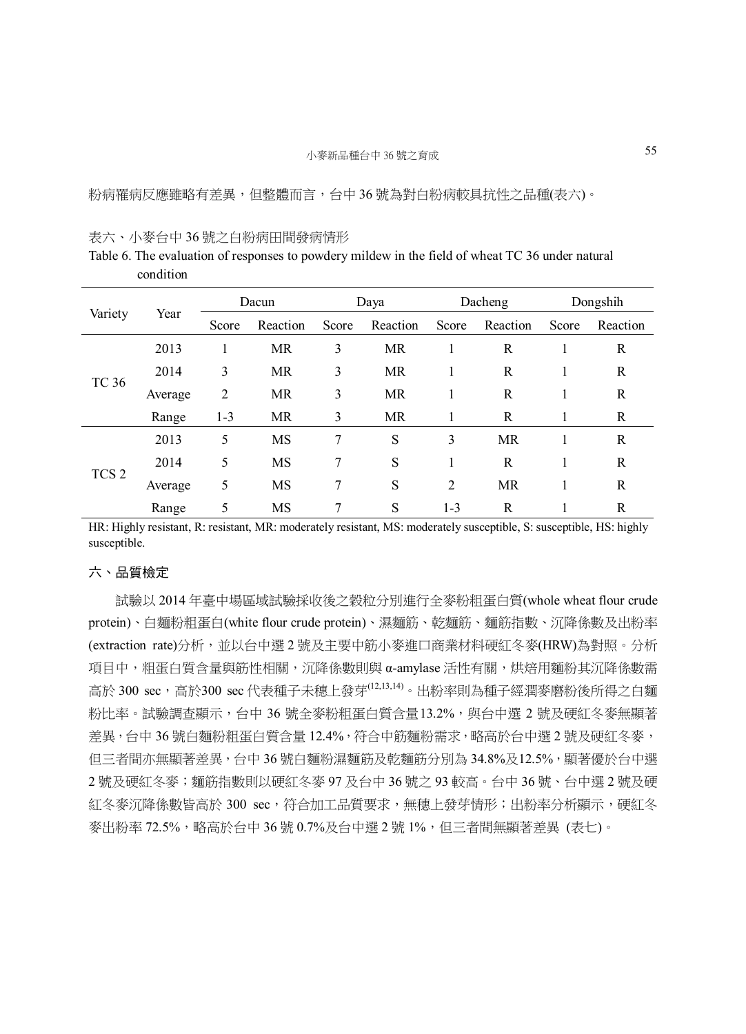粉病罹病反應雖略有差異，但整體而言，台中 36 號為對白粉病較具抗性之品種(表六)。

表六、小麥台中 36 號之白粉病田間發病情形

Table 6. The evaluation of responses to powdery mildew in the field of wheat TC 36 under natural condition

| Variety | Year | Dacun | | Daya | | Dacheng | | Dongshih | |
|---|---|---|---|---|---|---|---|---|---|
| | | Score | Reaction | Score | Reaction | Score | Reaction | Score | Reaction |
| TC 36 | 2013 | 1 | MR | 3 | MR | 1 | R | 1 | R |
| | 2014 | 3 | MR | 3 | MR | 1 | R | 1 | R |
| | Average | 2 | MR | 3 | MR | 1 | R | 1 | R |
| | Range | 1-3 | MR | 3 | MR | 1 | R | 1 | R |
| TCS 2 | 2013 | 5 | MS | 7 | S | 3 | MR | 1 | R |
| | 2014 | 5 | MS | 7 | S | 1 | R | 1 | R |
| | Average | 5 | MS | 7 | S | 2 | MR | 1 | R |
| | Range | 5 | MS | 7 | S | 1-3 | R | 1 | R |

HR: Highly resistant, R: resistant, MR: moderately resistant, MS: moderately susceptible, S: susceptible, HS: highly susceptible.

## 六、品質檢定

試驗以 2014 年臺中場區域試驗採收後之穀粒分別進行全麥粉粗蛋白質(whole wheat flour crude protein)、白麵粉粗蛋白(white flour crude protein)、濕麵筋、乾麵筋、麵筋指數、沉降係數及出粉率(extraction rate)分析，並以台中選 2 號及主要中筋小麥進口商業材料硬紅冬麥(HRW)為對照。分析項目中，粗蛋白質含量與筋性相關，沉降係數則與 α-amylase 活性有關，烘焙用麵粉其沉降係數需高於 300 sec，高於300 sec 代表種子未穗上發芽[12,13,14]。出粉率則為種子經潤麥磨粉後所得之白麵粉比率。試驗調查顯示，台中 36 號全麥粉粗蛋白質含量13.2%，與台中選 2 號及硬紅冬麥無顯著差異，台中 36 號白麵粉粗蛋白質含量 12.4%，符合中筋麵粉需求，略高於台中選 2 號及硬紅冬麥，但三者間亦無顯著差異，台中 36 號白麵粉濕麵筋及乾麵筋分別為 34.8%及12.5%，顯著優於台中選 2 號及硬紅冬麥；麵筋指數則以硬紅冬麥 97 及台中 36 號之 93 較高。台中 36 號、台中選 2 號及硬紅冬麥沉降係數皆高於 300 sec，符合加工品質要求，無穗上發芽情形；出粉率分析顯示，硬紅冬麥出粉率 72.5%，略高於台中 36 號 0.7%及台中選 2 號 1%，但三者間無顯著差異 (表七)。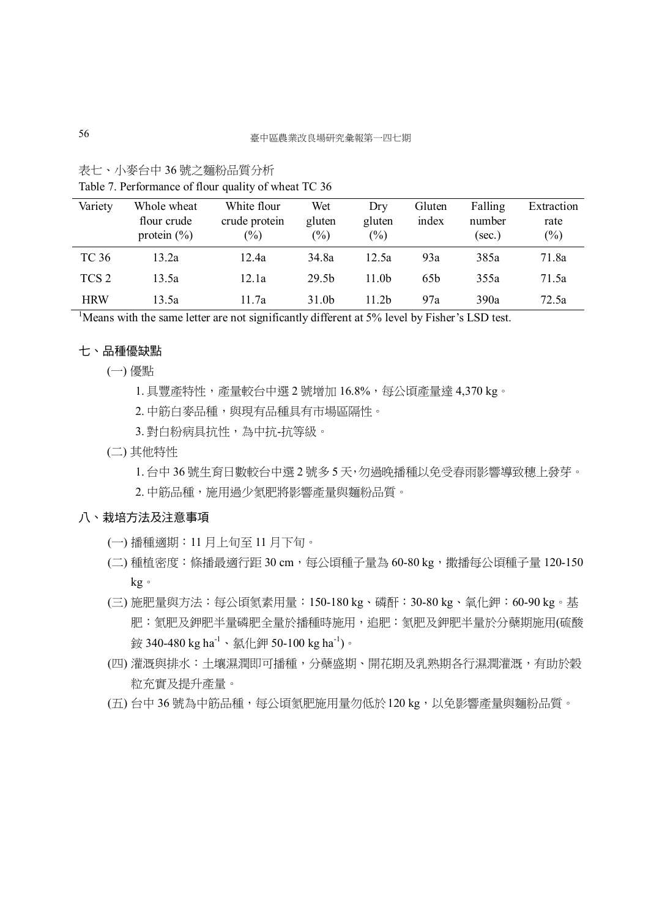表七、小麥台中 36 號之麵粉品質分析

Table 7. Performance of flour quality of wheat TC 36

| Variety | Whole wheat flour crude protein (%) | White flour crude protein (%) | Wet gluten (%) | Dry gluten (%) | Gluten index | Falling number (sec.) | Extraction rate (%) |
|---|---|---|---|---|---|---|---|
| TC 36 | 13.2a | 12.4a | 34.8a | 12.5a | 93a | 385a | 71.8a |
| TCS 2 | 13.5a | 12.1a | 29.5b | 11.0b | 65b | 355a | 71.5a |
| HRW | 13.5a | 11.7a | 31.0b | 11.2b | 97a | 390a | 72.5a |

[1]Means with the same letter are not significantly different at 5% level by Fisher's LSD test.

## 七、品種優缺點

(一) 優點

1. 具豐產特性，產量較台中選 2 號增加 16.8%，每公頃產量達 4,370 kg。
2. 中筋白麥品種，與現有品種具有市場區隔性。
3. 對白粉病具抗性，為中抗-抗等級。

(二) 其他特性

1. 台中 36 號生育日數較台中選 2 號多 5 天，勿過晚播種以免受春雨影響導致穗上發芽。
2. 中筋品種，施用過少氮肥將影響產量與麵粉品質。

## 八、栽培方法及注意事項

(一) 播種適期：11 月上旬至 11 月下旬。

(二) 種植密度：條播最適行距 30 cm，每公頃種子量為 60-80 kg，撒播每公頃種子量 120-150 kg。

(三) 施肥量與方法：每公頃氮素用量：150-180 kg、磷酐：30-80 kg、氧化鉀：60-90 kg。基肥：氮肥及鉀肥半量磷肥全量於播種時施用，追肥：氮肥及鉀肥半量於分蘗期施用(硫酸銨 340-480 kg $ha^{-1}$、氯化鉀 50-100 kg $ha^{-1}$)。

(四) 灌溉與排水：土壤濕潤即可播種，分蘗盛期、開花期及乳熟期各行濕潤灌溉，有助於穀粒充實及提升產量。

(五) 台中 36 號為中筋品種，每公頃氮肥施用量勿低於 120 kg，以免影響產量與麵粉品質。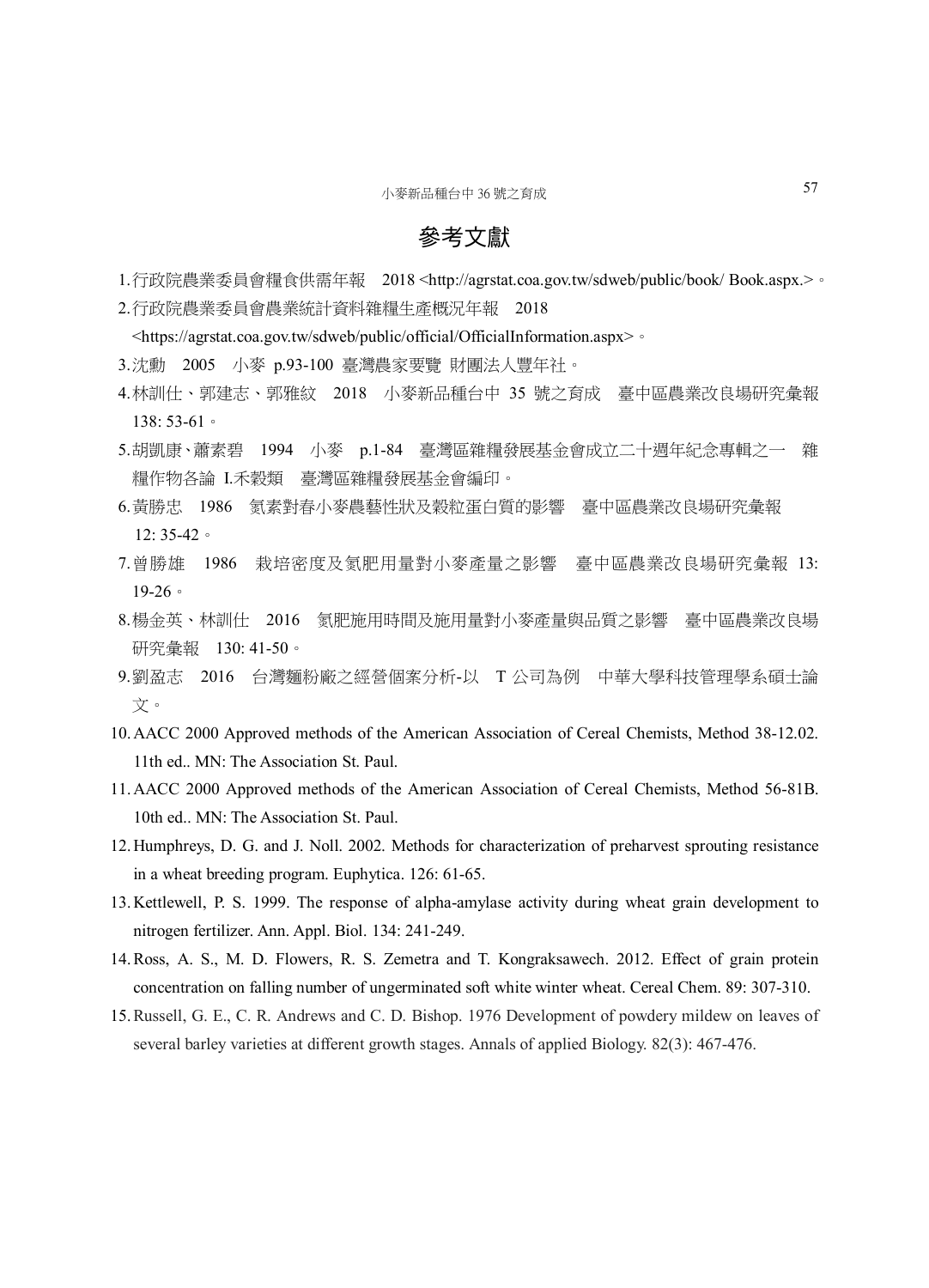# 參考文獻

1. 行政院農業委員會糧食供需年報　2018 <http://agrstat.coa.gov.tw/sdweb/public/book/ Book.aspx.>。
2. 行政院農業委員會農業統計資料雜糧生產概況年報　2018 <https://agrstat.coa.gov.tw/sdweb/public/official/OfficialInformation.aspx>。
3. 沈勳　2005　小麥 p.93-100 臺灣農家要覽 財團法人豐年社。
4. 林訓仕、郭建志、郭雅紋　2018　小麥新品種台中 35 號之育成　臺中區農業改良場研究彙報 138: 53-61。
5. 胡凱康、蕭素碧　1994　小麥　p.1-84　臺灣區雜糧發展基金會成立二十週年紀念專輯之一　雜糧作物各論 I.禾穀類　臺灣區雜糧發展基金會編印。
6. 黃勝忠　1986　氮素對春小麥農藝性狀及穀粒蛋白質的影響　臺中區農業改良場研究彙報 12: 35-42。
7. 曾勝雄　1986　栽培密度及氮肥用量對小麥產量之影響　臺中區農業改良場研究彙報 13: 19-26。
8. 楊金英、林訓仕　2016　氮肥施用時間及施用量對小麥產量與品質之影響　臺中區農業改良場研究彙報　130: 41-50。
9. 劉盈志　2016　台灣麵粉廠之經營個案分析-以　T 公司為例　中華大學科技管理學系碩士論文。
10. AACC 2000 Approved methods of the American Association of Cereal Chemists, Method 38-12.02. 11th ed.. MN: The Association St. Paul.
11. AACC 2000 Approved methods of the American Association of Cereal Chemists, Method 56-81B. 10th ed.. MN: The Association St. Paul.
12. Humphreys, D. G. and J. Noll. 2002. Methods for characterization of preharvest sprouting resistance in a wheat breeding program. Euphytica. 126: 61-65.
13. Kettlewell, P. S. 1999. The response of alpha-amylase activity during wheat grain development to nitrogen fertilizer. Ann. Appl. Biol. 134: 241-249.
14. Ross, A. S., M. D. Flowers, R. S. Zemetra and T. Kongraksawech. 2012. Effect of grain protein concentration on falling number of ungerminated soft white winter wheat. Cereal Chem. 89: 307-310.
15. Russell, G. E., C. R. Andrews and C. D. Bishop. 1976 Development of powdery mildew on leaves of several barley varieties at different growth stages. Annals of applied Biology. 82(3): 467-476.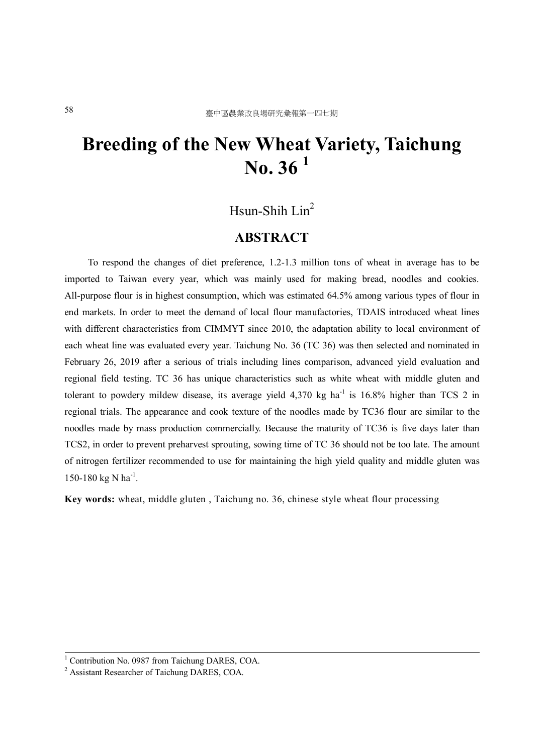# Breeding of the New Wheat Variety, Taichung No. 36 [1]

Hsun-Shih Lin[2]

## ABSTRACT

To respond the changes of diet preference, 1.2-1.3 million tons of wheat in average has to be imported to Taiwan every year, which was mainly used for making bread, noodles and cookies. All-purpose flour is in highest consumption, which was estimated 64.5% among various types of flour in end markets. In order to meet the demand of local flour manufactories, TDAIS introduced wheat lines with different characteristics from CIMMYT since 2010, the adaptation ability to local environment of each wheat line was evaluated every year. Taichung No. 36 (TC 36) was then selected and nominated in February 26, 2019 after a serious of trials including lines comparison, advanced yield evaluation and regional field testing. TC 36 has unique characteristics such as white wheat with middle gluten and tolerant to powdery mildew disease, its average yield 4,370 kg $ha^{-1}$ is 16.8% higher than TCS 2 in regional trials. The appearance and cook texture of the noodles made by TC36 flour are similar to the noodles made by mass production commercially. Because the maturity of TC36 is five days later than TCS2, in order to prevent preharvest sprouting, sowing time of TC 36 should not be too late. The amount of nitrogen fertilizer recommended to use for maintaining the high yield quality and middle gluten was 150-180 kg N $ha^{-1}$.

**Key words:** wheat, middle gluten , Taichung no. 36, chinese style wheat flour processing

[1] Contribution No. 0987 from Taichung DARES, COA.

[2] Assistant Researcher of Taichung DARES, COA.